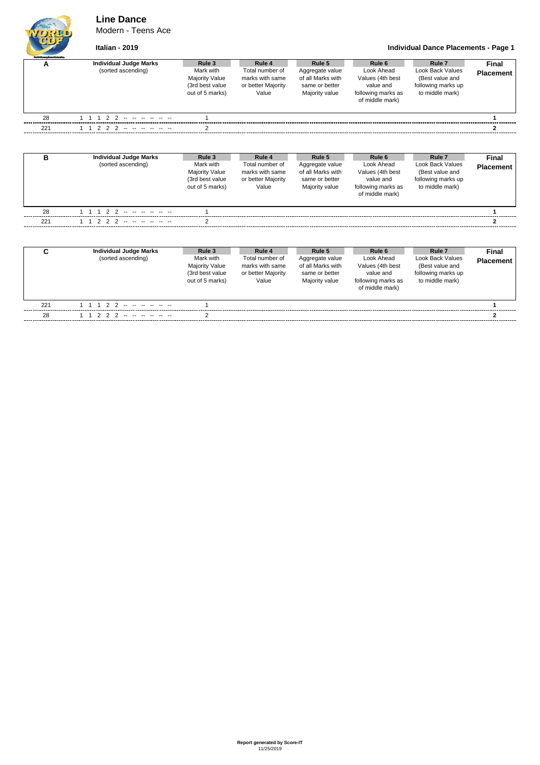# Line Dance

Modern - Teens Ace

**Italian - 2019**

**Individual Dance Placements - Page 1**

| A | Individual Judge Marks (sorted ascending) | Rule 3 Mark with Majority Value (3rd best value out of 5 marks) | Rule 4 Total number of marks with same or better Majority Value | Rule 5 Aggregate value of all Marks with same or better Majority value | Rule 6 Look Ahead Values (4th best value and following marks as of middle mark) | Rule 7 Look Back Values (Best value and following marks up to middle mark) | Final Placement |
|---|---|---|---|---|---|---|---|
| 28 | 1 1 1 2 2 -- -- -- -- -- -- | 1 | | | | | **1** |
| 221 | 1 1 2 2 2 -- -- -- -- -- -- | 2 | | | | | **2** |

| B | Individual Judge Marks (sorted ascending) | Rule 3 Mark with Majority Value (3rd best value out of 5 marks) | Rule 4 Total number of marks with same or better Majority Value | Rule 5 Aggregate value of all Marks with same or better Majority value | Rule 6 Look Ahead Values (4th best value and following marks as of middle mark) | Rule 7 Look Back Values (Best value and following marks up to middle mark) | Final Placement |
|---|---|---|---|---|---|---|---|
| 28 | 1 1 1 2 2 -- -- -- -- -- -- | 1 | | | | | **1** |
| 221 | 1 1 2 2 2 -- -- -- -- -- -- | 2 | | | | | **2** |

| C | Individual Judge Marks (sorted ascending) | Rule 3 Mark with Majority Value (3rd best value out of 5 marks) | Rule 4 Total number of marks with same or better Majority Value | Rule 5 Aggregate value of all Marks with same or better Majority value | Rule 6 Look Ahead Values (4th best value and following marks as of middle mark) | Rule 7 Look Back Values (Best value and following marks up to middle mark) | Final Placement |
|---|---|---|---|---|---|---|---|
| 221 | 1 1 1 2 2 -- -- -- -- -- -- | 1 | | | | | **1** |
| 28 | 1 1 2 2 2 -- -- -- -- -- -- | 2 | | | | | **2** |

**Report generated by Score-IT**
11/25/2019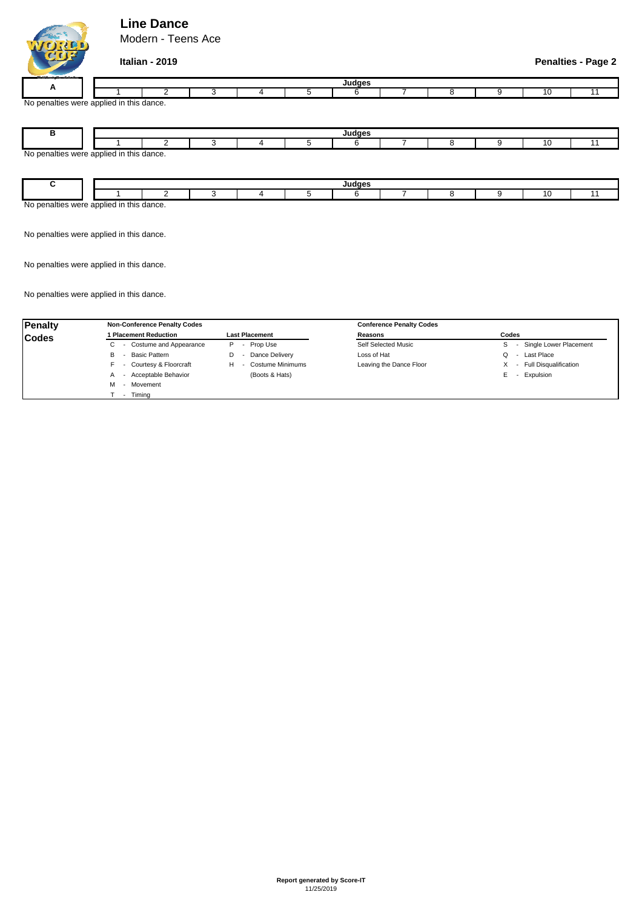# Line Dance

Modern - Teens Ace

**Italian - 2019**

**Penalties - Page 2**

| A | Judges | | | | | | | | | | |
|---|---|---|---|---|---|---|---|---|---|---|---|
| | 1 | 2 | 3 | 4 | 5 | 6 | 7 | 8 | 9 | 10 | 11 |

No penalties were applied in this dance.

| B | Judges | | | | | | | | | | |
|---|---|---|---|---|---|---|---|---|---|---|---|
| | 1 | 2 | 3 | 4 | 5 | 6 | 7 | 8 | 9 | 10 | 11 |

No penalties were applied in this dance.

| C | Judges | | | | | | | | | | |
|---|---|---|---|---|---|---|---|---|---|---|---|
| | 1 | 2 | 3 | 4 | 5 | 6 | 7 | 8 | 9 | 10 | 11 |

No penalties were applied in this dance.

No penalties were applied in this dance.

No penalties were applied in this dance.

No penalties were applied in this dance.

| **Penalty Codes** | **Non-Conference Penalty Codes** | | **Conference Penalty Codes** | |
|---|---|---|---|---|
| | **1 Placement Reduction** | **Last Placement** | **Reasons** | **Codes** |
| | C - Costume and Appearance | P - Prop Use | Self Selected Music | S - Single Lower Placement |
| | B - Basic Pattern | D - Dance Delivery | Loss of Hat | Q - Last Place |
| | F - Courtesy & Floorcraft | H - Costume Minimums (Boots & Hats) | Leaving the Dance Floor | X - Full Disqualification |
| | A - Acceptable Behavior | | | E - Expulsion |
| | M - Movement | | | |
| | T - Timing | | | |

**Report generated by Score-IT**
11/25/2019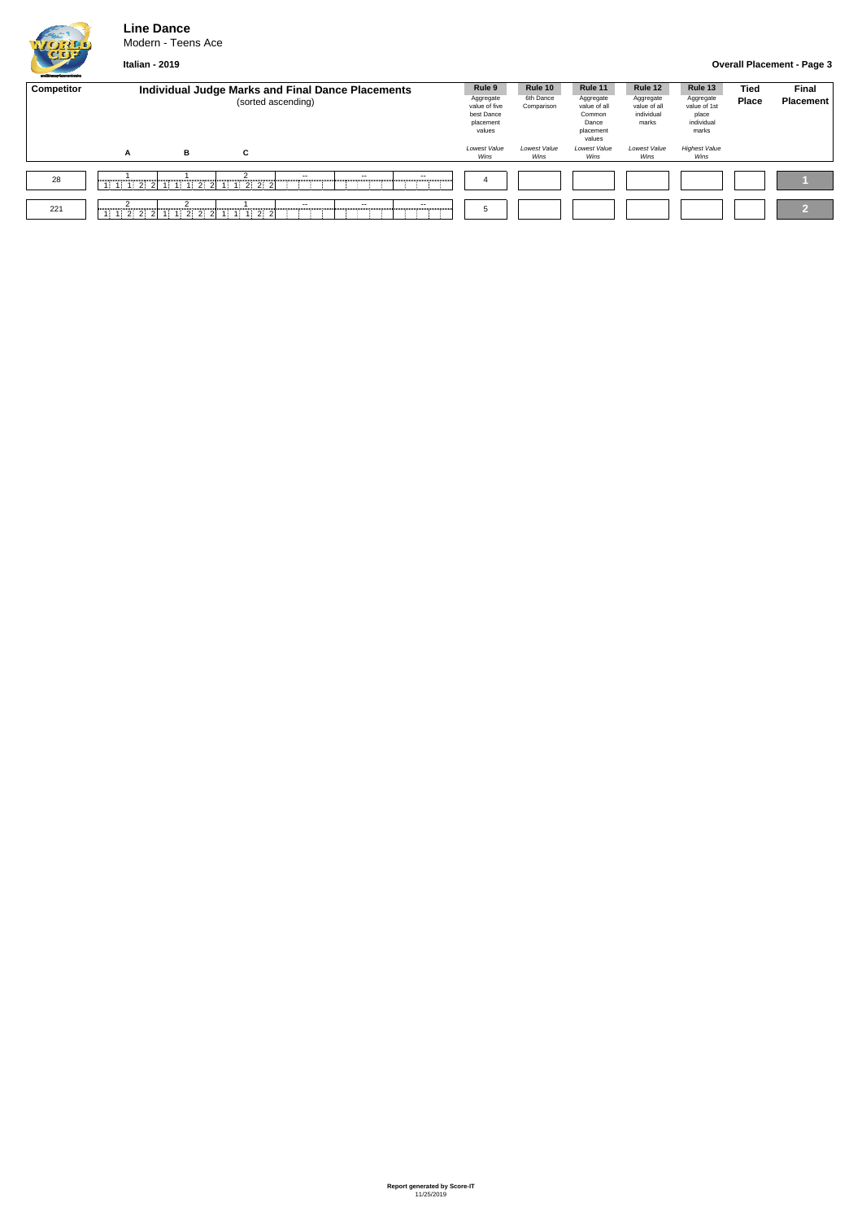**Line Dance**

Modern - Teens Ace

**Italian - 2019**

**Overall Placement - Page 3**

| Competitor | Individual Judge Marks and Final Dance Placements (sorted ascending) A | B | C | | | | Rule 9 Aggregate value of five best Dance placement values *Lowest Value Wins* | Rule 10 6th Dance Comparison *Lowest Value Wins* | Rule 11 Aggregate value of all Common Dance placement values *Lowest Value Wins* | Rule 12 Aggregate value of all individual marks *Lowest Value Wins* | Rule 13 Aggregate value of 1st place individual marks *Highest Value Wins* | Tied Place | Final Placement |
|---|---|---|---|---|---|---|---|---|---|---|---|---|---|
| 28 | 1 (1 1 1 2 2) | 1 (1 1 1 2 2) | 2 (1 1 2 2 2) | -- | -- | -- | 4 | | | | | | 1 |
| 221 | 2 (1 1 2 2 2) | 2 (1 1 2 2 2) | 1 (1 1 1 2 2) | -- | -- | -- | 5 | | | | | | 2 |

**Report generated by Score-IT**
11/25/2019